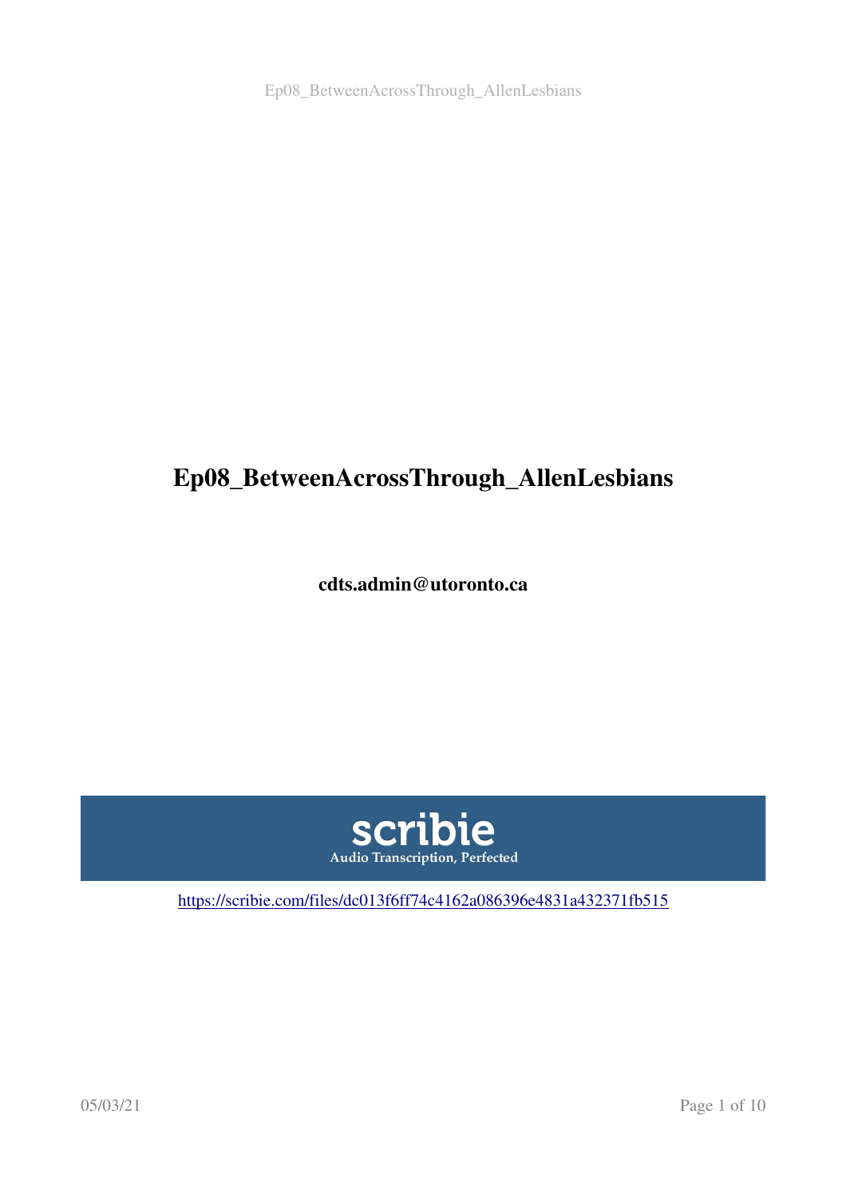# Ep08_BetweenAcrossThrough_AllenLesbians

**cdts.admin@utoronto.ca**

scribie

Audio Transcription, Perfected

https://scribie.com/files/dc013f6ff74c4162a086396e4831a432371fb515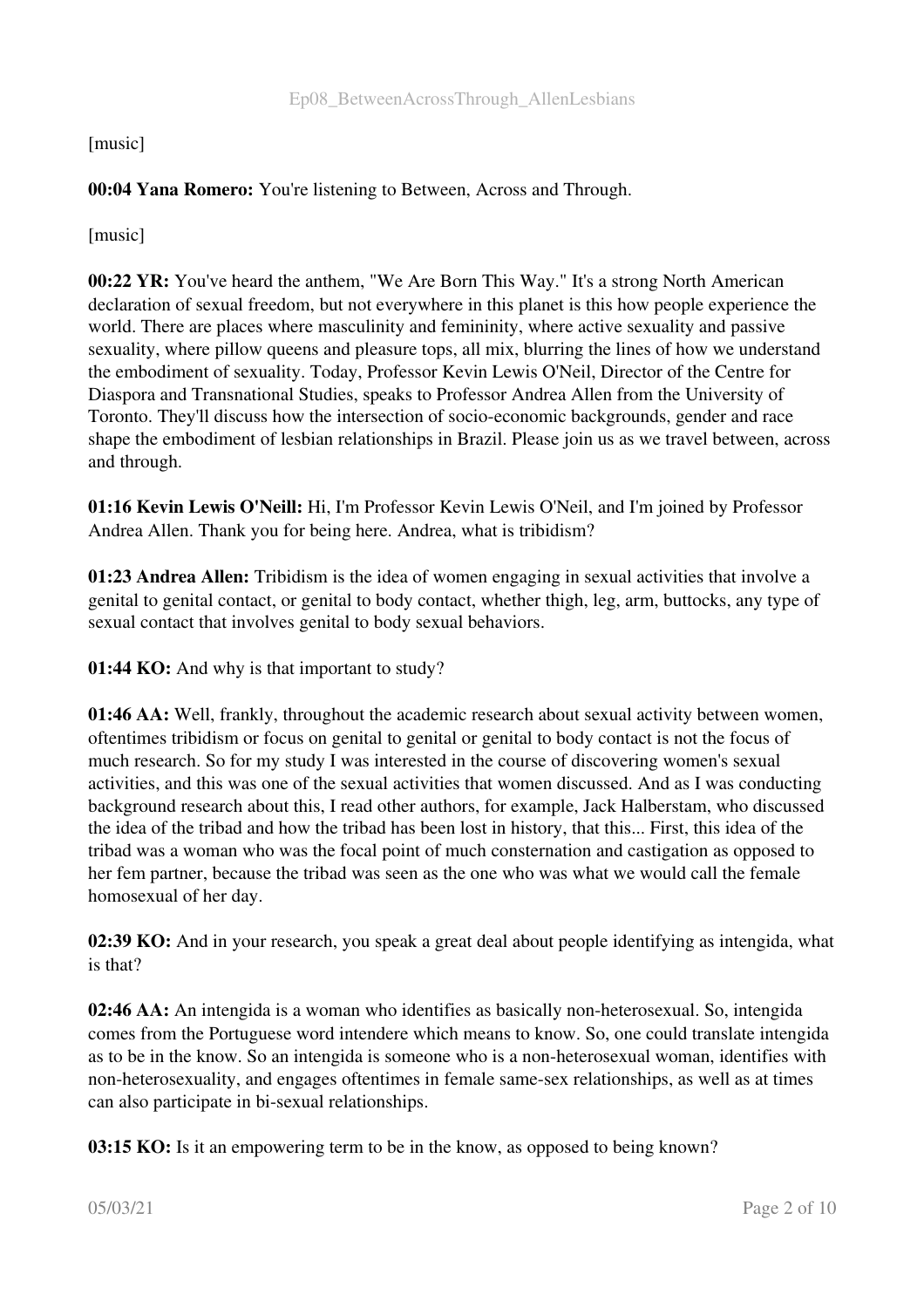[music]

**00:04 Yana Romero:** You're listening to Between, Across and Through.

[music]

**00:22 YR:** You've heard the anthem, "We Are Born This Way." It's a strong North American declaration of sexual freedom, but not everywhere in this planet is this how people experience the world. There are places where masculinity and femininity, where active sexuality and passive sexuality, where pillow queens and pleasure tops, all mix, blurring the lines of how we understand the embodiment of sexuality. Today, Professor Kevin Lewis O'Neil, Director of the Centre for Diaspora and Transnational Studies, speaks to Professor Andrea Allen from the University of Toronto. They'll discuss how the intersection of socio-economic backgrounds, gender and race shape the embodiment of lesbian relationships in Brazil. Please join us as we travel between, across and through.

**01:16 Kevin Lewis O'Neill:** Hi, I'm Professor Kevin Lewis O'Neil, and I'm joined by Professor Andrea Allen. Thank you for being here. Andrea, what is tribidism?

**01:23 Andrea Allen:** Tribidism is the idea of women engaging in sexual activities that involve a genital to genital contact, or genital to body contact, whether thigh, leg, arm, buttocks, any type of sexual contact that involves genital to body sexual behaviors.

**01:44 KO:** And why is that important to study?

**01:46 AA:** Well, frankly, throughout the academic research about sexual activity between women, oftentimes tribidism or focus on genital to genital or genital to body contact is not the focus of much research. So for my study I was interested in the course of discovering women's sexual activities, and this was one of the sexual activities that women discussed. And as I was conducting background research about this, I read other authors, for example, Jack Halberstam, who discussed the idea of the tribad and how the tribad has been lost in history, that this... First, this idea of the tribad was a woman who was the focal point of much consternation and castigation as opposed to her fem partner, because the tribad was seen as the one who was what we would call the female homosexual of her day.

**02:39 KO:** And in your research, you speak a great deal about people identifying as intengida, what is that?

**02:46 AA:** An intengida is a woman who identifies as basically non-heterosexual. So, intengida comes from the Portuguese word intendere which means to know. So, one could translate intengida as to be in the know. So an intengida is someone who is a non-heterosexual woman, identifies with non-heterosexuality, and engages oftentimes in female same-sex relationships, as well as at times can also participate in bi-sexual relationships.

**03:15 KO:** Is it an empowering term to be in the know, as opposed to being known?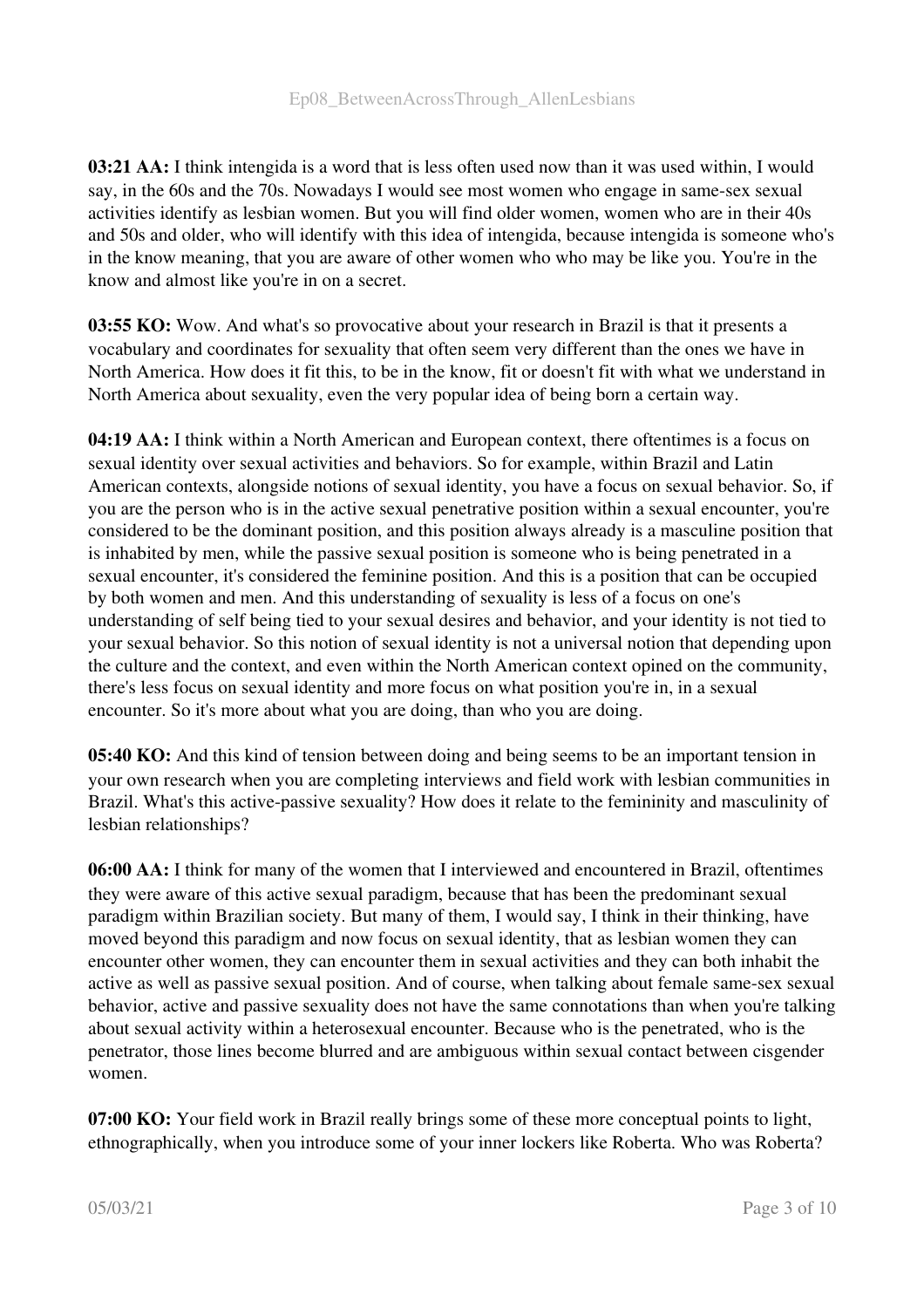**03:21 AA:** I think intengida is a word that is less often used now than it was used within, I would say, in the 60s and the 70s. Nowadays I would see most women who engage in same-sex sexual activities identify as lesbian women. But you will find older women, women who are in their 40s and 50s and older, who will identify with this idea of intengida, because intengida is someone who's in the know meaning, that you are aware of other women who who may be like you. You're in the know and almost like you're in on a secret.

**03:55 KO:** Wow. And what's so provocative about your research in Brazil is that it presents a vocabulary and coordinates for sexuality that often seem very different than the ones we have in North America. How does it fit this, to be in the know, fit or doesn't fit with what we understand in North America about sexuality, even the very popular idea of being born a certain way.

**04:19 AA:** I think within a North American and European context, there oftentimes is a focus on sexual identity over sexual activities and behaviors. So for example, within Brazil and Latin American contexts, alongside notions of sexual identity, you have a focus on sexual behavior. So, if you are the person who is in the active sexual penetrative position within a sexual encounter, you're considered to be the dominant position, and this position always already is a masculine position that is inhabited by men, while the passive sexual position is someone who is being penetrated in a sexual encounter, it's considered the feminine position. And this is a position that can be occupied by both women and men. And this understanding of sexuality is less of a focus on one's understanding of self being tied to your sexual desires and behavior, and your identity is not tied to your sexual behavior. So this notion of sexual identity is not a universal notion that depending upon the culture and the context, and even within the North American context opined on the community, there's less focus on sexual identity and more focus on what position you're in, in a sexual encounter. So it's more about what you are doing, than who you are doing.

**05:40 KO:** And this kind of tension between doing and being seems to be an important tension in your own research when you are completing interviews and field work with lesbian communities in Brazil. What's this active-passive sexuality? How does it relate to the femininity and masculinity of lesbian relationships?

**06:00 AA:** I think for many of the women that I interviewed and encountered in Brazil, oftentimes they were aware of this active sexual paradigm, because that has been the predominant sexual paradigm within Brazilian society. But many of them, I would say, I think in their thinking, have moved beyond this paradigm and now focus on sexual identity, that as lesbian women they can encounter other women, they can encounter them in sexual activities and they can both inhabit the active as well as passive sexual position. And of course, when talking about female same-sex sexual behavior, active and passive sexuality does not have the same connotations than when you're talking about sexual activity within a heterosexual encounter. Because who is the penetrated, who is the penetrator, those lines become blurred and are ambiguous within sexual contact between cisgender women.

**07:00 KO:** Your field work in Brazil really brings some of these more conceptual points to light, ethnographically, when you introduce some of your inner lockers like Roberta. Who was Roberta?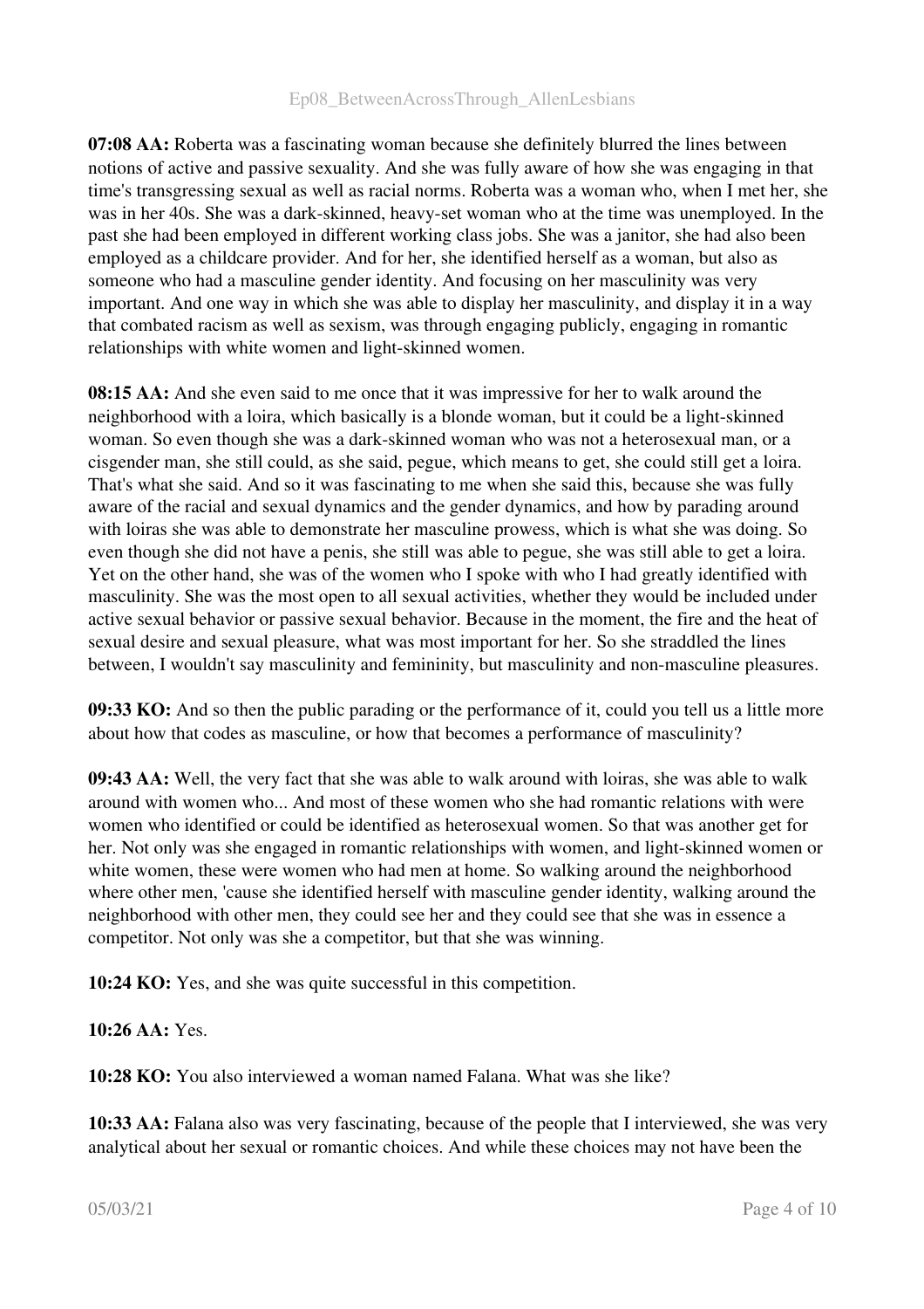**07:08 AA:** Roberta was a fascinating woman because she definitely blurred the lines between notions of active and passive sexuality. And she was fully aware of how she was engaging in that time's transgressing sexual as well as racial norms. Roberta was a woman who, when I met her, she was in her 40s. She was a dark-skinned, heavy-set woman who at the time was unemployed. In the past she had been employed in different working class jobs. She was a janitor, she had also been employed as a childcare provider. And for her, she identified herself as a woman, but also as someone who had a masculine gender identity. And focusing on her masculinity was very important. And one way in which she was able to display her masculinity, and display it in a way that combated racism as well as sexism, was through engaging publicly, engaging in romantic relationships with white women and light-skinned women.

**08:15 AA:** And she even said to me once that it was impressive for her to walk around the neighborhood with a loira, which basically is a blonde woman, but it could be a light-skinned woman. So even though she was a dark-skinned woman who was not a heterosexual man, or a cisgender man, she still could, as she said, pegue, which means to get, she could still get a loira. That's what she said. And so it was fascinating to me when she said this, because she was fully aware of the racial and sexual dynamics and the gender dynamics, and how by parading around with loiras she was able to demonstrate her masculine prowess, which is what she was doing. So even though she did not have a penis, she still was able to pegue, she was still able to get a loira. Yet on the other hand, she was of the women who I spoke with who I had greatly identified with masculinity. She was the most open to all sexual activities, whether they would be included under active sexual behavior or passive sexual behavior. Because in the moment, the fire and the heat of sexual desire and sexual pleasure, what was most important for her. So she straddled the lines between, I wouldn't say masculinity and femininity, but masculinity and non-masculine pleasures.

**09:33 KO:** And so then the public parading or the performance of it, could you tell us a little more about how that codes as masculine, or how that becomes a performance of masculinity?

**09:43 AA:** Well, the very fact that she was able to walk around with loiras, she was able to walk around with women who... And most of these women who she had romantic relations with were women who identified or could be identified as heterosexual women. So that was another get for her. Not only was she engaged in romantic relationships with women, and light-skinned women or white women, these were women who had men at home. So walking around the neighborhood where other men, 'cause she identified herself with masculine gender identity, walking around the neighborhood with other men, they could see her and they could see that she was in essence a competitor. Not only was she a competitor, but that she was winning.

**10:24 KO:** Yes, and she was quite successful in this competition.

**10:26 AA:** Yes.

**10:28 KO:** You also interviewed a woman named Falana. What was she like?

**10:33 AA:** Falana also was very fascinating, because of the people that I interviewed, she was very analytical about her sexual or romantic choices. And while these choices may not have been the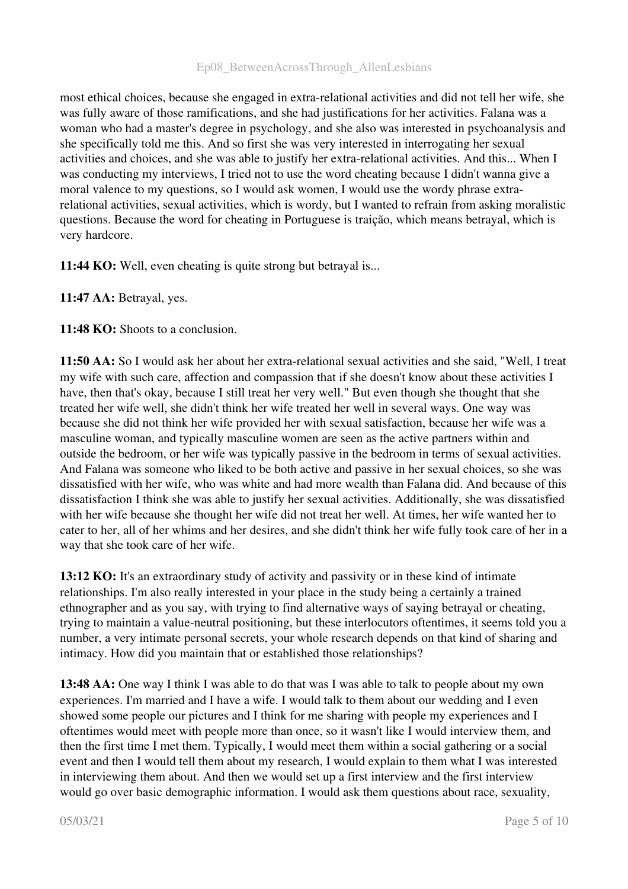most ethical choices, because she engaged in extra-relational activities and did not tell her wife, she was fully aware of those ramifications, and she had justifications for her activities. Falana was a woman who had a master's degree in psychology, and she also was interested in psychoanalysis and she specifically told me this. And so first she was very interested in interrogating her sexual activities and choices, and she was able to justify her extra-relational activities. And this... When I was conducting my interviews, I tried not to use the word cheating because I didn't wanna give a moral valence to my questions, so I would ask women, I would use the wordy phrase extra-relational activities, sexual activities, which is wordy, but I wanted to refrain from asking moralistic questions. Because the word for cheating in Portuguese is traição, which means betrayal, which is very hardcore.

**11:44 KO:** Well, even cheating is quite strong but betrayal is...

**11:47 AA:** Betrayal, yes.

**11:48 KO:** Shoots to a conclusion.

**11:50 AA:** So I would ask her about her extra-relational sexual activities and she said, "Well, I treat my wife with such care, affection and compassion that if she doesn't know about these activities I have, then that's okay, because I still treat her very well." But even though she thought that she treated her wife well, she didn't think her wife treated her well in several ways. One way was because she did not think her wife provided her with sexual satisfaction, because her wife was a masculine woman, and typically masculine women are seen as the active partners within and outside the bedroom, or her wife was typically passive in the bedroom in terms of sexual activities. And Falana was someone who liked to be both active and passive in her sexual choices, so she was dissatisfied with her wife, who was white and had more wealth than Falana did. And because of this dissatisfaction I think she was able to justify her sexual activities. Additionally, she was dissatisfied with her wife because she thought her wife did not treat her well. At times, her wife wanted her to cater to her, all of her whims and her desires, and she didn't think her wife fully took care of her in a way that she took care of her wife.

**13:12 KO:** It's an extraordinary study of activity and passivity or in these kind of intimate relationships. I'm also really interested in your place in the study being a certainly a trained ethnographer and as you say, with trying to find alternative ways of saying betrayal or cheating, trying to maintain a value-neutral positioning, but these interlocutors oftentimes, it seems told you a number, a very intimate personal secrets, your whole research depends on that kind of sharing and intimacy. How did you maintain that or established those relationships?

**13:48 AA:** One way I think I was able to do that was I was able to talk to people about my own experiences. I'm married and I have a wife. I would talk to them about our wedding and I even showed some people our pictures and I think for me sharing with people my experiences and I oftentimes would meet with people more than once, so it wasn't like I would interview them, and then the first time I met them. Typically, I would meet them within a social gathering or a social event and then I would tell them about my research, I would explain to them what I was interested in interviewing them about. And then we would set up a first interview and the first interview would go over basic demographic information. I would ask them questions about race, sexuality,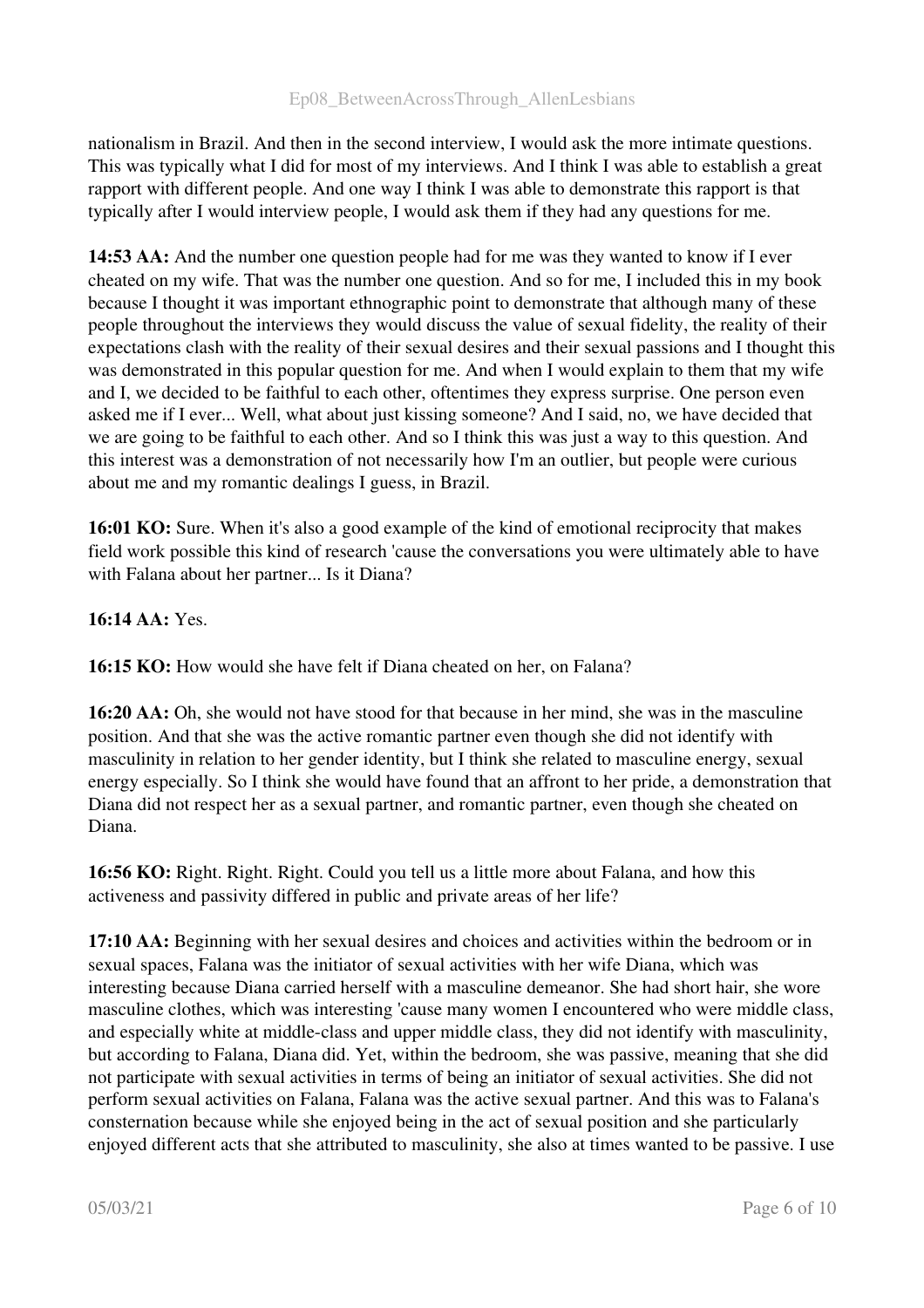nationalism in Brazil. And then in the second interview, I would ask the more intimate questions. This was typically what I did for most of my interviews. And I think I was able to establish a great rapport with different people. And one way I think I was able to demonstrate this rapport is that typically after I would interview people, I would ask them if they had any questions for me.

**14:53 AA:** And the number one question people had for me was they wanted to know if I ever cheated on my wife. That was the number one question. And so for me, I included this in my book because I thought it was important ethnographic point to demonstrate that although many of these people throughout the interviews they would discuss the value of sexual fidelity, the reality of their expectations clash with the reality of their sexual desires and their sexual passions and I thought this was demonstrated in this popular question for me. And when I would explain to them that my wife and I, we decided to be faithful to each other, oftentimes they express surprise. One person even asked me if I ever... Well, what about just kissing someone? And I said, no, we have decided that we are going to be faithful to each other. And so I think this was just a way to this question. And this interest was a demonstration of not necessarily how I'm an outlier, but people were curious about me and my romantic dealings I guess, in Brazil.

**16:01 KO:** Sure. When it's also a good example of the kind of emotional reciprocity that makes field work possible this kind of research 'cause the conversations you were ultimately able to have with Falana about her partner... Is it Diana?

**16:14 AA:** Yes.

**16:15 KO:** How would she have felt if Diana cheated on her, on Falana?

**16:20 AA:** Oh, she would not have stood for that because in her mind, she was in the masculine position. And that she was the active romantic partner even though she did not identify with masculinity in relation to her gender identity, but I think she related to masculine energy, sexual energy especially. So I think she would have found that an affront to her pride, a demonstration that Diana did not respect her as a sexual partner, and romantic partner, even though she cheated on Diana.

**16:56 KO:** Right. Right. Right. Could you tell us a little more about Falana, and how this activeness and passivity differed in public and private areas of her life?

**17:10 AA:** Beginning with her sexual desires and choices and activities within the bedroom or in sexual spaces, Falana was the initiator of sexual activities with her wife Diana, which was interesting because Diana carried herself with a masculine demeanor. She had short hair, she wore masculine clothes, which was interesting 'cause many women I encountered who were middle class, and especially white at middle-class and upper middle class, they did not identify with masculinity, but according to Falana, Diana did. Yet, within the bedroom, she was passive, meaning that she did not participate with sexual activities in terms of being an initiator of sexual activities. She did not perform sexual activities on Falana, Falana was the active sexual partner. And this was to Falana's consternation because while she enjoyed being in the act of sexual position and she particularly enjoyed different acts that she attributed to masculinity, she also at times wanted to be passive. I use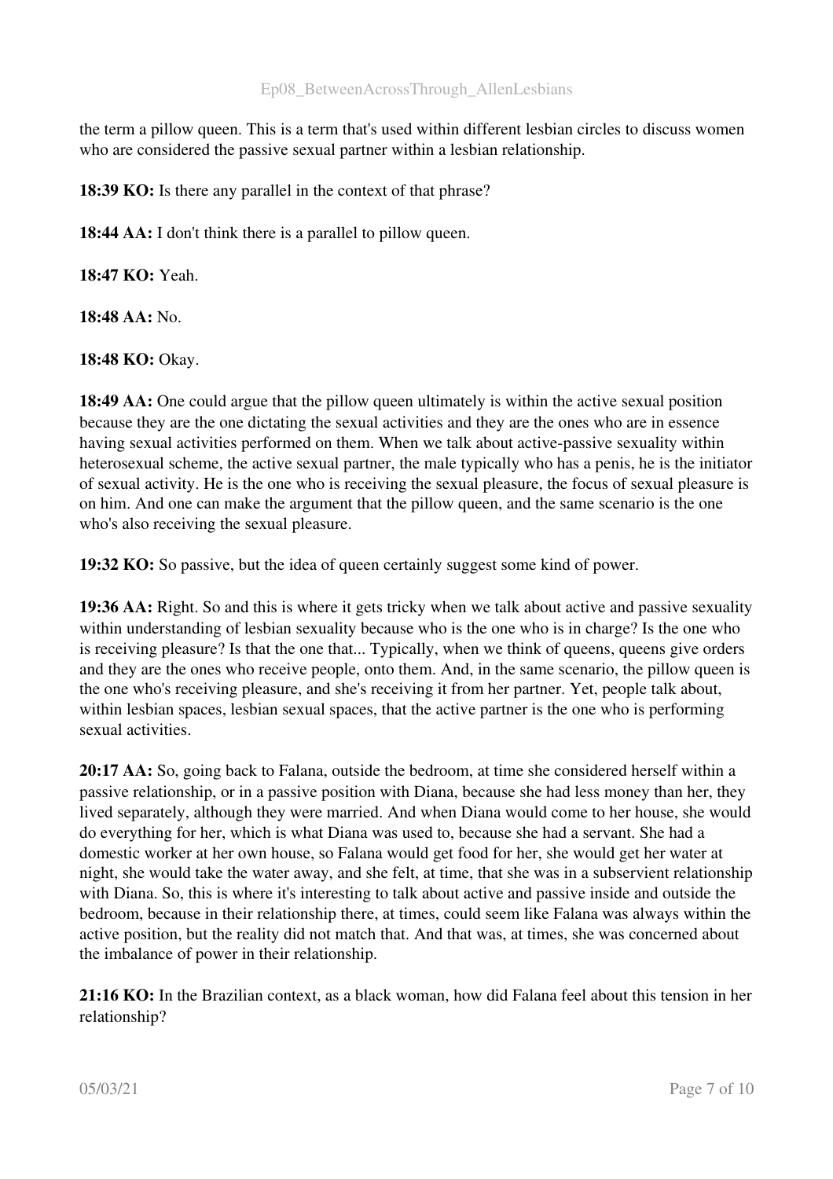the term a pillow queen. This is a term that's used within different lesbian circles to discuss women who are considered the passive sexual partner within a lesbian relationship.

**18:39 KO:** Is there any parallel in the context of that phrase?

**18:44 AA:** I don't think there is a parallel to pillow queen.

**18:47 KO:** Yeah.

**18:48 AA:** No.

**18:48 KO:** Okay.

**18:49 AA:** One could argue that the pillow queen ultimately is within the active sexual position because they are the one dictating the sexual activities and they are the ones who are in essence having sexual activities performed on them. When we talk about active-passive sexuality within heterosexual scheme, the active sexual partner, the male typically who has a penis, he is the initiator of sexual activity. He is the one who is receiving the sexual pleasure, the focus of sexual pleasure is on him. And one can make the argument that the pillow queen, and the same scenario is the one who's also receiving the sexual pleasure.

**19:32 KO:** So passive, but the idea of queen certainly suggest some kind of power.

**19:36 AA:** Right. So and this is where it gets tricky when we talk about active and passive sexuality within understanding of lesbian sexuality because who is the one who is in charge? Is the one who is receiving pleasure? Is that the one that... Typically, when we think of queens, queens give orders and they are the ones who receive people, onto them. And, in the same scenario, the pillow queen is the one who's receiving pleasure, and she's receiving it from her partner. Yet, people talk about, within lesbian spaces, lesbian sexual spaces, that the active partner is the one who is performing sexual activities.

**20:17 AA:** So, going back to Falana, outside the bedroom, at time she considered herself within a passive relationship, or in a passive position with Diana, because she had less money than her, they lived separately, although they were married. And when Diana would come to her house, she would do everything for her, which is what Diana was used to, because she had a servant. She had a domestic worker at her own house, so Falana would get food for her, she would get her water at night, she would take the water away, and she felt, at time, that she was in a subservient relationship with Diana. So, this is where it's interesting to talk about active and passive inside and outside the bedroom, because in their relationship there, at times, could seem like Falana was always within the active position, but the reality did not match that. And that was, at times, she was concerned about the imbalance of power in their relationship.

**21:16 KO:** In the Brazilian context, as a black woman, how did Falana feel about this tension in her relationship?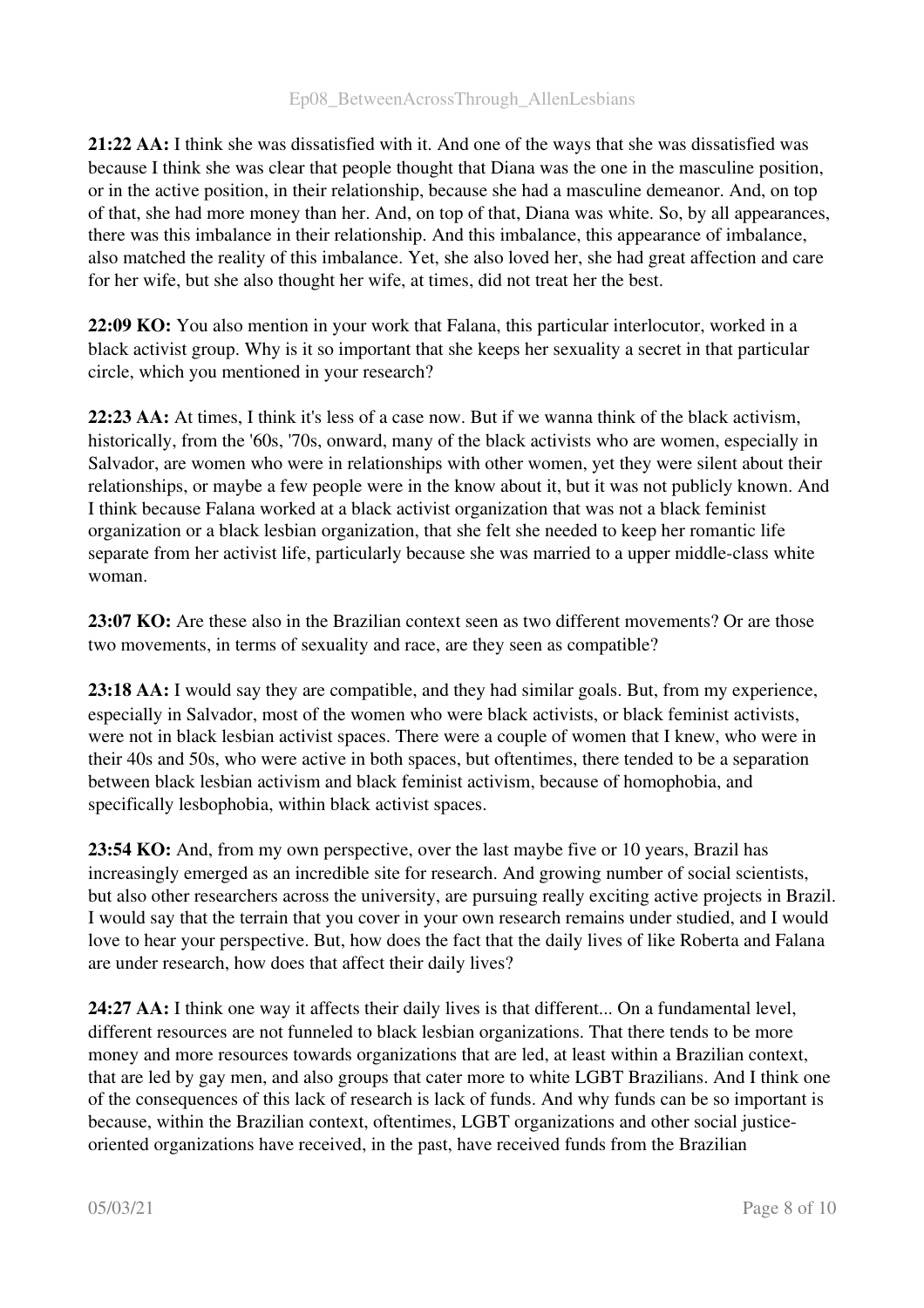**21:22 AA:** I think she was dissatisfied with it. And one of the ways that she was dissatisfied was because I think she was clear that people thought that Diana was the one in the masculine position, or in the active position, in their relationship, because she had a masculine demeanor. And, on top of that, she had more money than her. And, on top of that, Diana was white. So, by all appearances, there was this imbalance in their relationship. And this imbalance, this appearance of imbalance, also matched the reality of this imbalance. Yet, she also loved her, she had great affection and care for her wife, but she also thought her wife, at times, did not treat her the best.

**22:09 KO:** You also mention in your work that Falana, this particular interlocutor, worked in a black activist group. Why is it so important that she keeps her sexuality a secret in that particular circle, which you mentioned in your research?

**22:23 AA:** At times, I think it's less of a case now. But if we wanna think of the black activism, historically, from the '60s, '70s, onward, many of the black activists who are women, especially in Salvador, are women who were in relationships with other women, yet they were silent about their relationships, or maybe a few people were in the know about it, but it was not publicly known. And I think because Falana worked at a black activist organization that was not a black feminist organization or a black lesbian organization, that she felt she needed to keep her romantic life separate from her activist life, particularly because she was married to a upper middle-class white woman.

**23:07 KO:** Are these also in the Brazilian context seen as two different movements? Or are those two movements, in terms of sexuality and race, are they seen as compatible?

**23:18 AA:** I would say they are compatible, and they had similar goals. But, from my experience, especially in Salvador, most of the women who were black activists, or black feminist activists, were not in black lesbian activist spaces. There were a couple of women that I knew, who were in their 40s and 50s, who were active in both spaces, but oftentimes, there tended to be a separation between black lesbian activism and black feminist activism, because of homophobia, and specifically lesbophobia, within black activist spaces.

**23:54 KO:** And, from my own perspective, over the last maybe five or 10 years, Brazil has increasingly emerged as an incredible site for research. And growing number of social scientists, but also other researchers across the university, are pursuing really exciting active projects in Brazil. I would say that the terrain that you cover in your own research remains under studied, and I would love to hear your perspective. But, how does the fact that the daily lives of like Roberta and Falana are under research, how does that affect their daily lives?

**24:27 AA:** I think one way it affects their daily lives is that different... On a fundamental level, different resources are not funneled to black lesbian organizations. That there tends to be more money and more resources towards organizations that are led, at least within a Brazilian context, that are led by gay men, and also groups that cater more to white LGBT Brazilians. And I think one of the consequences of this lack of research is lack of funds. And why funds can be so important is because, within the Brazilian context, oftentimes, LGBT organizations and other social justice-oriented organizations have received, in the past, have received funds from the Brazilian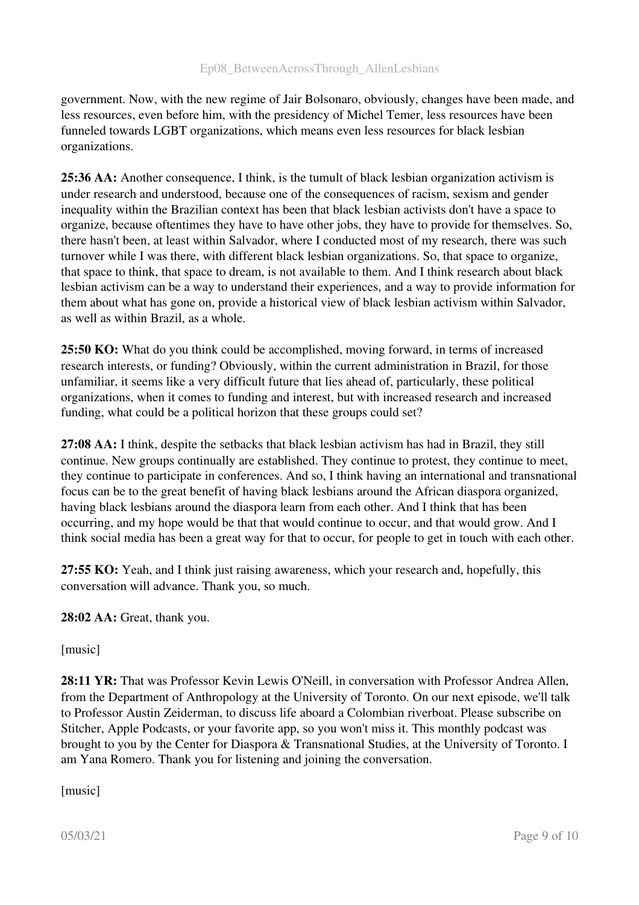government. Now, with the new regime of Jair Bolsonaro, obviously, changes have been made, and less resources, even before him, with the presidency of Michel Temer, less resources have been funneled towards LGBT organizations, which means even less resources for black lesbian organizations.

**25:36 AA:** Another consequence, I think, is the tumult of black lesbian organization activism is under research and understood, because one of the consequences of racism, sexism and gender inequality within the Brazilian context has been that black lesbian activists don't have a space to organize, because oftentimes they have to have other jobs, they have to provide for themselves. So, there hasn't been, at least within Salvador, where I conducted most of my research, there was such turnover while I was there, with different black lesbian organizations. So, that space to organize, that space to think, that space to dream, is not available to them. And I think research about black lesbian activism can be a way to understand their experiences, and a way to provide information for them about what has gone on, provide a historical view of black lesbian activism within Salvador, as well as within Brazil, as a whole.

**25:50 KO:** What do you think could be accomplished, moving forward, in terms of increased research interests, or funding? Obviously, within the current administration in Brazil, for those unfamiliar, it seems like a very difficult future that lies ahead of, particularly, these political organizations, when it comes to funding and interest, but with increased research and increased funding, what could be a political horizon that these groups could set?

**27:08 AA:** I think, despite the setbacks that black lesbian activism has had in Brazil, they still continue. New groups continually are established. They continue to protest, they continue to meet, they continue to participate in conferences. And so, I think having an international and transnational focus can be to the great benefit of having black lesbians around the African diaspora organized, having black lesbians around the diaspora learn from each other. And I think that has been occurring, and my hope would be that that would continue to occur, and that would grow. And I think social media has been a great way for that to occur, for people to get in touch with each other.

**27:55 KO:** Yeah, and I think just raising awareness, which your research and, hopefully, this conversation will advance. Thank you, so much.

**28:02 AA:** Great, thank you.

[music]

**28:11 YR:** That was Professor Kevin Lewis O'Neill, in conversation with Professor Andrea Allen, from the Department of Anthropology at the University of Toronto. On our next episode, we'll talk to Professor Austin Zeiderman, to discuss life aboard a Colombian riverboat. Please subscribe on Stitcher, Apple Podcasts, or your favorite app, so you won't miss it. This monthly podcast was brought to you by the Center for Diaspora & Transnational Studies, at the University of Toronto. I am Yana Romero. Thank you for listening and joining the conversation.

[music]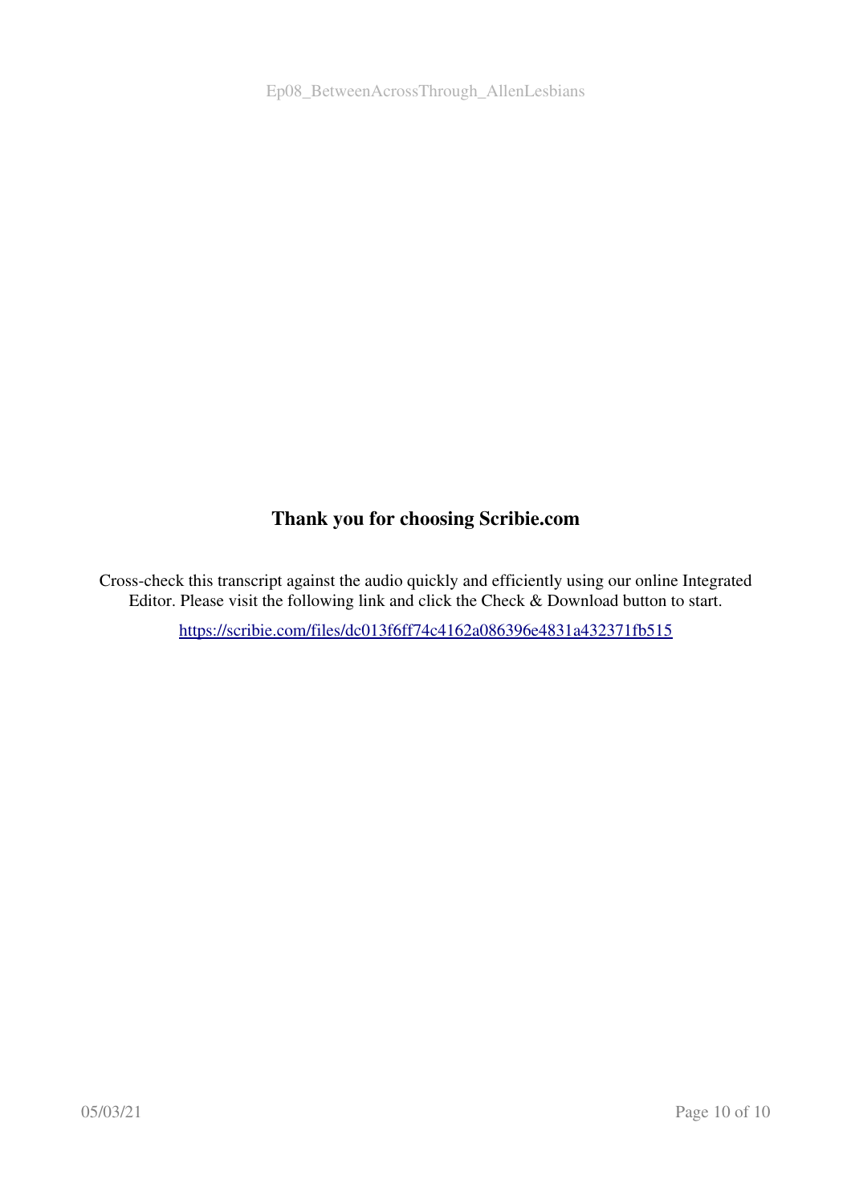**Thank you for choosing Scribie.com**

Cross-check this transcript against the audio quickly and efficiently using our online Integrated Editor. Please visit the following link and click the Check & Download button to start.

https://scribie.com/files/dc013f6ff74c4162a086396e4831a432371fb515